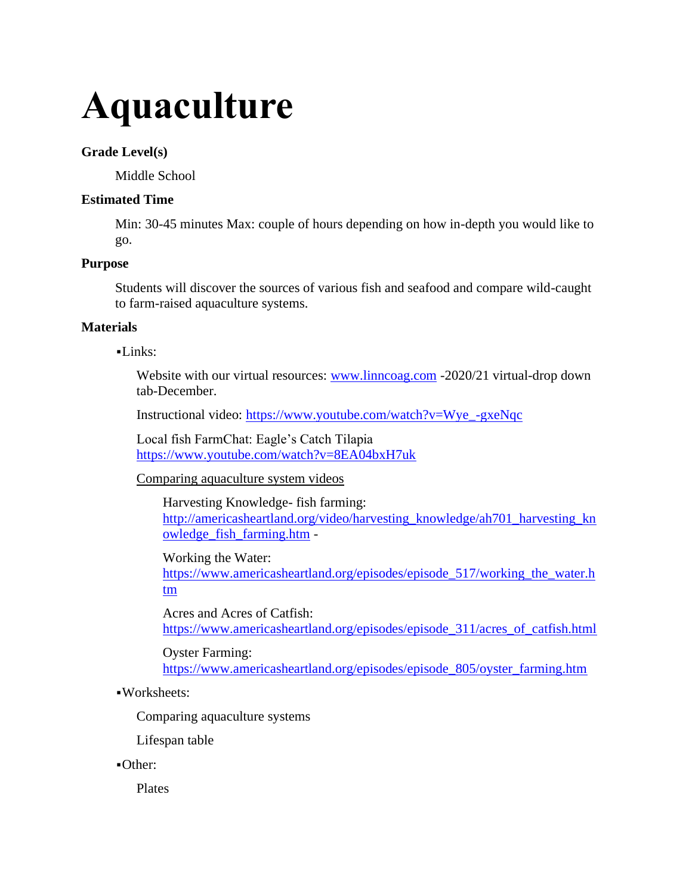# Aquaculture

**Grade Level(s)**

Middle School

**Estimated Time**

Min: 30-45 minutes Max: couple of hours depending on how in-depth you would like to go.

**Purpose**

Students will discover the sources of various fish and seafood and compare wild-caught to farm-raised aquaculture systems.

**Materials**

- Links:

  Website with our virtual resources: www.linncoag.com -2020/21 virtual-drop down tab-December.

  Instructional video: https://www.youtube.com/watch?v=Wye_-gxeNqc

  Local fish FarmChat: Eagle's Catch Tilapia https://www.youtube.com/watch?v=8EA04bxH7uk

  Comparing aquaculture system videos

    Harvesting Knowledge- fish farming: http://americasheartland.org/video/harvesting_knowledge/ah701_harvesting_knowledge_fish_farming.htm -

    Working the Water: https://www.americasheartland.org/episodes/episode_517/working_the_water.htm

    Acres and Acres of Catfish: https://www.americasheartland.org/episodes/episode_311/acres_of_catfish.html

    Oyster Farming: https://www.americasheartland.org/episodes/episode_805/oyster_farming.htm

- Worksheets:

  Comparing aquaculture systems

  Lifespan table

- Other:

  Plates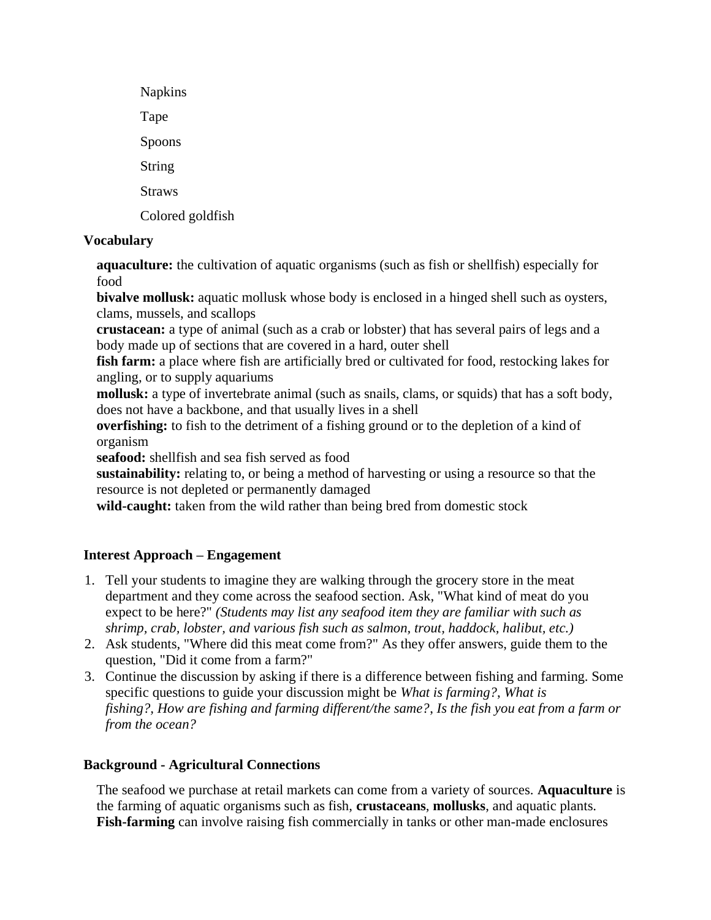Napkins

Tape

Spoons

String

Straws

Colored goldfish

### Vocabulary

**aquaculture:** the cultivation of aquatic organisms (such as fish or shellfish) especially for food

**bivalve mollusk:** aquatic mollusk whose body is enclosed in a hinged shell such as oysters, clams, mussels, and scallops

**crustacean:** a type of animal (such as a crab or lobster) that has several pairs of legs and a body made up of sections that are covered in a hard, outer shell

**fish farm:** a place where fish are artificially bred or cultivated for food, restocking lakes for angling, or to supply aquariums

**mollusk:** a type of invertebrate animal (such as snails, clams, or squids) that has a soft body, does not have a backbone, and that usually lives in a shell

**overfishing:** to fish to the detriment of a fishing ground or to the depletion of a kind of organism

**seafood:** shellfish and sea fish served as food

**sustainability:** relating to, or being a method of harvesting or using a resource so that the resource is not depleted or permanently damaged

**wild-caught:** taken from the wild rather than being bred from domestic stock

### Interest Approach – Engagement

1. Tell your students to imagine they are walking through the grocery store in the meat department and they come across the seafood section. Ask, "What kind of meat do you expect to be here?" *(Students may list any seafood item they are familiar with such as shrimp, crab, lobster, and various fish such as salmon, trout, haddock, halibut, etc.)*
2. Ask students, "Where did this meat come from?" As they offer answers, guide them to the question, "Did it come from a farm?"
3. Continue the discussion by asking if there is a difference between fishing and farming. Some specific questions to guide your discussion might be *What is farming?, What is fishing?, How are fishing and farming different/the same?, Is the fish you eat from a farm or from the ocean?*

### Background - Agricultural Connections

The seafood we purchase at retail markets can come from a variety of sources. **Aquaculture** is the farming of aquatic organisms such as fish, **crustaceans**, **mollusks**, and aquatic plants. **Fish-farming** can involve raising fish commercially in tanks or other man-made enclosures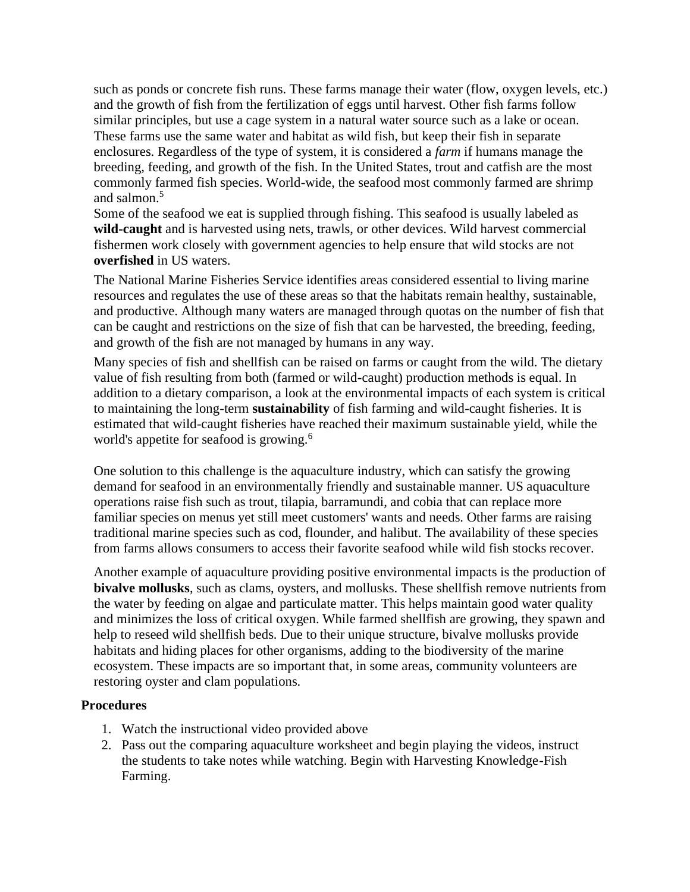such as ponds or concrete fish runs. These farms manage their water (flow, oxygen levels, etc.) and the growth of fish from the fertilization of eggs until harvest. Other fish farms follow similar principles, but use a cage system in a natural water source such as a lake or ocean. These farms use the same water and habitat as wild fish, but keep their fish in separate enclosures. Regardless of the type of system, it is considered a *farm* if humans manage the breeding, feeding, and growth of the fish. In the United States, trout and catfish are the most commonly farmed fish species. World-wide, the seafood most commonly farmed are shrimp and salmon.[5]

Some of the seafood we eat is supplied through fishing. This seafood is usually labeled as **wild-caught** and is harvested using nets, trawls, or other devices. Wild harvest commercial fishermen work closely with government agencies to help ensure that wild stocks are not **overfished** in US waters.

The National Marine Fisheries Service identifies areas considered essential to living marine resources and regulates the use of these areas so that the habitats remain healthy, sustainable, and productive. Although many waters are managed through quotas on the number of fish that can be caught and restrictions on the size of fish that can be harvested, the breeding, feeding, and growth of the fish are not managed by humans in any way.

Many species of fish and shellfish can be raised on farms or caught from the wild. The dietary value of fish resulting from both (farmed or wild-caught) production methods is equal. In addition to a dietary comparison, a look at the environmental impacts of each system is critical to maintaining the long-term **sustainability** of fish farming and wild-caught fisheries. It is estimated that wild-caught fisheries have reached their maximum sustainable yield, while the world's appetite for seafood is growing.[6]

One solution to this challenge is the aquaculture industry, which can satisfy the growing demand for seafood in an environmentally friendly and sustainable manner. US aquaculture operations raise fish such as trout, tilapia, barramundi, and cobia that can replace more familiar species on menus yet still meet customers' wants and needs. Other farms are raising traditional marine species such as cod, flounder, and halibut. The availability of these species from farms allows consumers to access their favorite seafood while wild fish stocks recover.

Another example of aquaculture providing positive environmental impacts is the production of **bivalve mollusks**, such as clams, oysters, and mollusks. These shellfish remove nutrients from the water by feeding on algae and particulate matter. This helps maintain good water quality and minimizes the loss of critical oxygen. While farmed shellfish are growing, they spawn and help to reseed wild shellfish beds. Due to their unique structure, bivalve mollusks provide habitats and hiding places for other organisms, adding to the biodiversity of the marine ecosystem. These impacts are so important that, in some areas, community volunteers are restoring oyster and clam populations.

### Procedures

1. Watch the instructional video provided above
2. Pass out the comparing aquaculture worksheet and begin playing the videos, instruct the students to take notes while watching. Begin with Harvesting Knowledge-Fish Farming.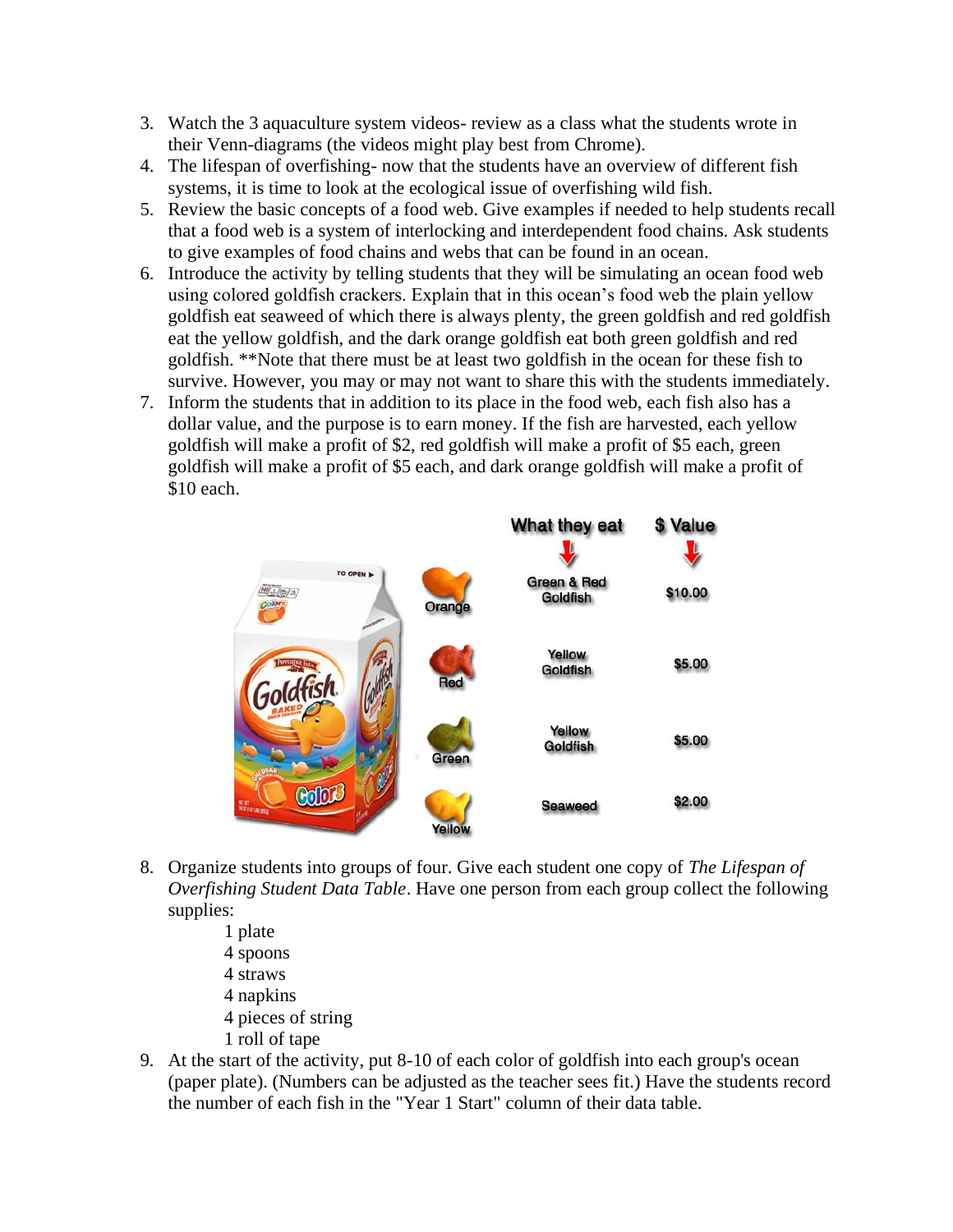3. Watch the 3 aquaculture system videos- review as a class what the students wrote in their Venn-diagrams (the videos might play best from Chrome).
4. The lifespan of overfishing- now that the students have an overview of different fish systems, it is time to look at the ecological issue of overfishing wild fish.
5. Review the basic concepts of a food web. Give examples if needed to help students recall that a food web is a system of interlocking and interdependent food chains. Ask students to give examples of food chains and webs that can be found in an ocean.
6. Introduce the activity by telling students that they will be simulating an ocean food web using colored goldfish crackers. Explain that in this ocean's food web the plain yellow goldfish eat seaweed of which there is always plenty, the green goldfish and red goldfish eat the yellow goldfish, and the dark orange goldfish eat both green goldfish and red goldfish. **Note that there must be at least two goldfish in the ocean for these fish to survive. However, you may or may not want to share this with the students immediately.
7. Inform the students that in addition to its place in the food web, each fish also has a dollar value, and the purpose is to earn money. If the fish are harvested, each yellow goldfish will make a profit of $2, red goldfish will make a profit of $5 each, green goldfish will make a profit of $5 each, and dark orange goldfish will make a profit of $10 each.

| | What they eat | $ Value |
|---|---|---|
| Orange | Green & Red Goldfish | $10.00 |
| Red | Yellow Goldfish | $5.00 |
| Green | Yellow Goldfish | $5.00 |
| Yellow | Seaweed | $2.00 |

8. Organize students into groups of four. Give each student one copy of *The Lifespan of Overfishing Student Data Table*. Have one person from each group collect the following supplies:
   - 1 plate
   - 4 spoons
   - 4 straws
   - 4 napkins
   - 4 pieces of string
   - 1 roll of tape
9. At the start of the activity, put 8-10 of each color of goldfish into each group's ocean (paper plate). (Numbers can be adjusted as the teacher sees fit.) Have the students record the number of each fish in the "Year 1 Start" column of their data table.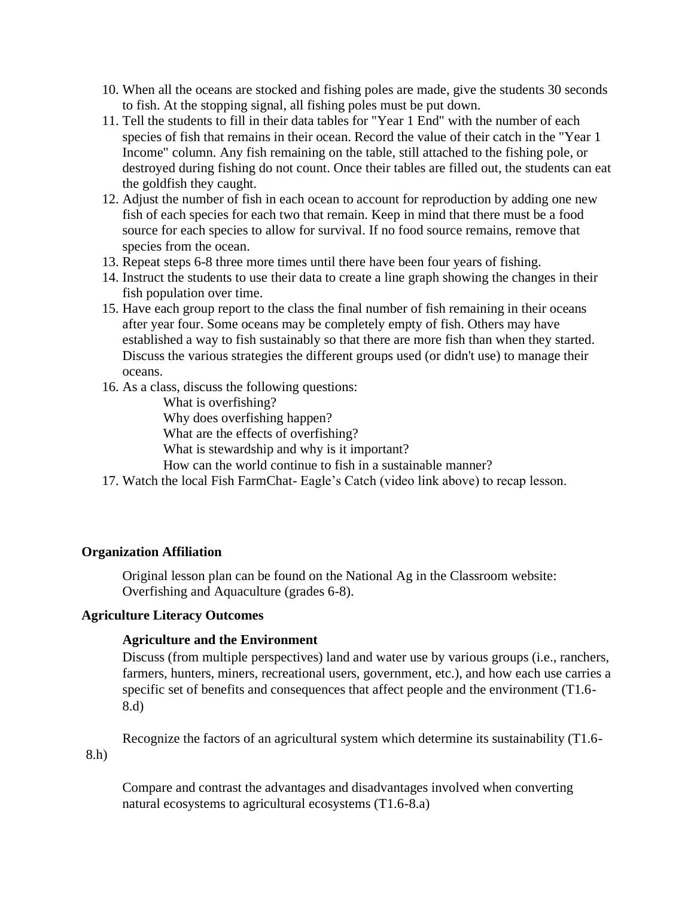10. When all the oceans are stocked and fishing poles are made, give the students 30 seconds to fish. At the stopping signal, all fishing poles must be put down.
11. Tell the students to fill in their data tables for "Year 1 End" with the number of each species of fish that remains in their ocean. Record the value of their catch in the "Year 1 Income" column. Any fish remaining on the table, still attached to the fishing pole, or destroyed during fishing do not count. Once their tables are filled out, the students can eat the goldfish they caught.
12. Adjust the number of fish in each ocean to account for reproduction by adding one new fish of each species for each two that remain. Keep in mind that there must be a food source for each species to allow for survival. If no food source remains, remove that species from the ocean.
13. Repeat steps 6-8 three more times until there have been four years of fishing.
14. Instruct the students to use their data to create a line graph showing the changes in their fish population over time.
15. Have each group report to the class the final number of fish remaining in their oceans after year four. Some oceans may be completely empty of fish. Others may have established a way to fish sustainably so that there are more fish than when they started. Discuss the various strategies the different groups used (or didn't use) to manage their oceans.
16. As a class, discuss the following questions:
    - What is overfishing?
    - Why does overfishing happen?
    - What are the effects of overfishing?
    - What is stewardship and why is it important?
    - How can the world continue to fish in a sustainable manner?
17. Watch the local Fish FarmChat- Eagle's Catch (video link above) to recap lesson.

### Organization Affiliation

Original lesson plan can be found on the National Ag in the Classroom website: Overfishing and Aquaculture (grades 6-8).

### Agriculture Literacy Outcomes

**Agriculture and the Environment**

Discuss (from multiple perspectives) land and water use by various groups (i.e., ranchers, farmers, hunters, miners, recreational users, government, etc.), and how each use carries a specific set of benefits and consequences that affect people and the environment (T1.6-8.d)

Recognize the factors of an agricultural system which determine its sustainability (T1.6-8.h)

Compare and contrast the advantages and disadvantages involved when converting natural ecosystems to agricultural ecosystems (T1.6-8.a)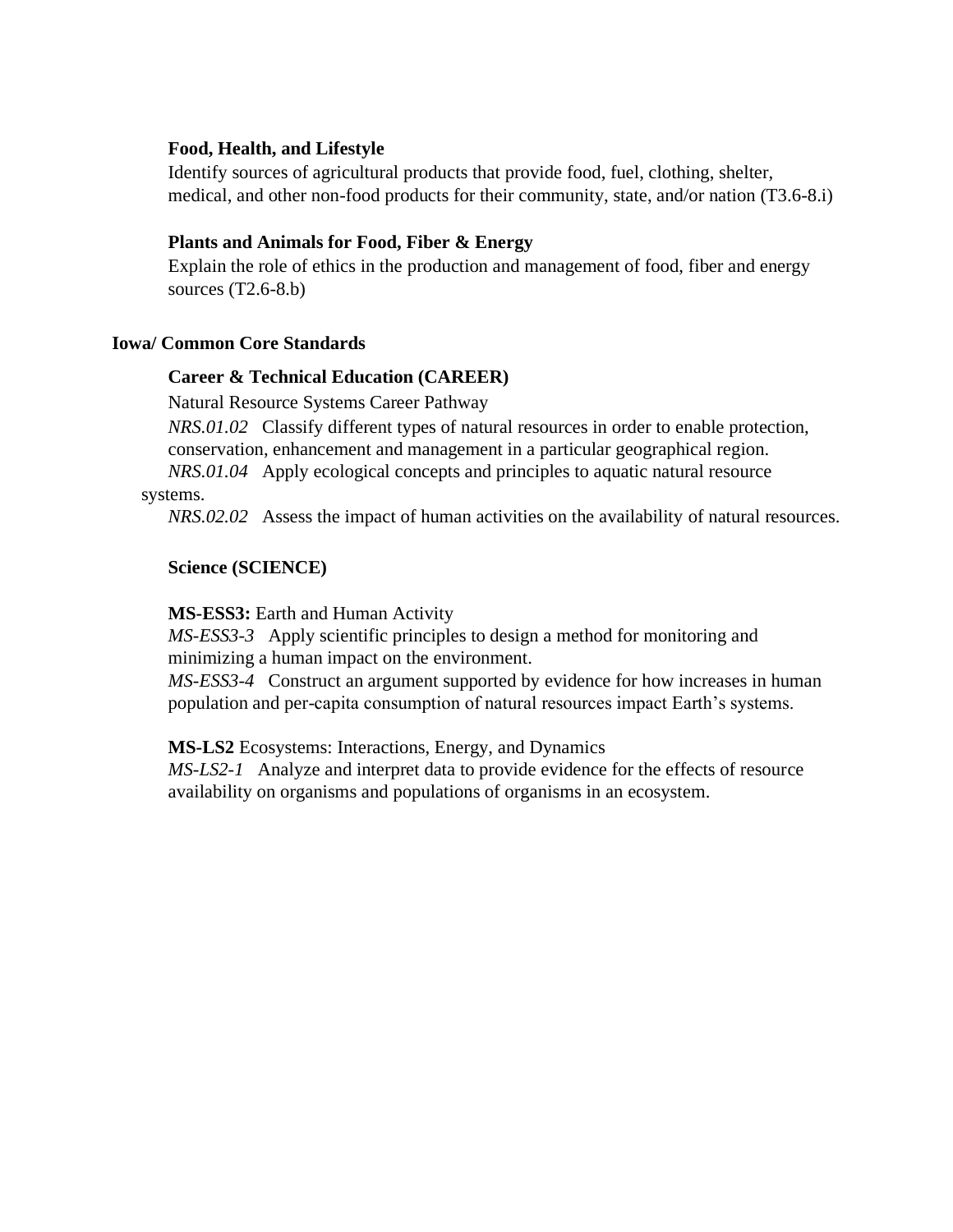**Food, Health, and Lifestyle**

Identify sources of agricultural products that provide food, fuel, clothing, shelter, medical, and other non-food products for their community, state, and/or nation (T3.6-8.i)

**Plants and Animals for Food, Fiber & Energy**

Explain the role of ethics in the production and management of food, fiber and energy sources (T2.6-8.b)

**Iowa/ Common Core Standards**

**Career & Technical Education (CAREER)**

Natural Resource Systems Career Pathway

*NRS.01.02* Classify different types of natural resources in order to enable protection, conservation, enhancement and management in a particular geographical region.

*NRS.01.04* Apply ecological concepts and principles to aquatic natural resource systems.

*NRS.02.02* Assess the impact of human activities on the availability of natural resources.

**Science (SCIENCE)**

**MS-ESS3:** Earth and Human Activity

*MS-ESS3-3* Apply scientific principles to design a method for monitoring and minimizing a human impact on the environment.

*MS-ESS3-4* Construct an argument supported by evidence for how increases in human population and per-capita consumption of natural resources impact Earth's systems.

**MS-LS2** Ecosystems: Interactions, Energy, and Dynamics

*MS-LS2-1* Analyze and interpret data to provide evidence for the effects of resource availability on organisms and populations of organisms in an ecosystem.